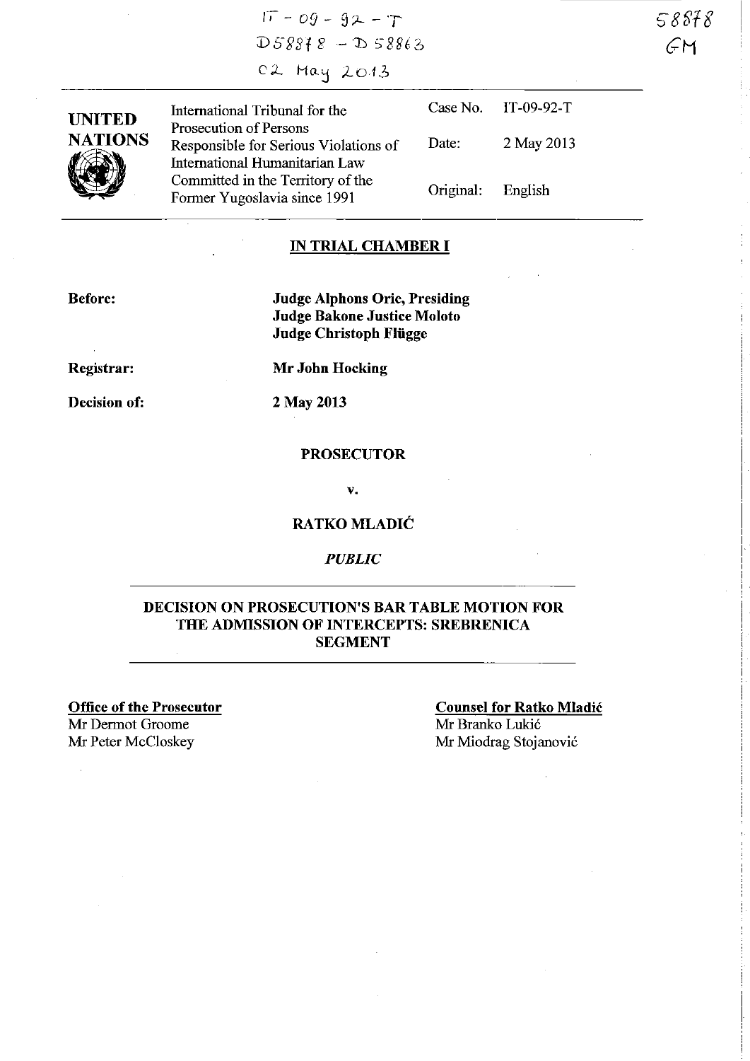IT-09-92-T
D58878 - D58863
02 May 2013

58878
GM

| UNITED NATIONS | International Tribunal for the Prosecution of Persons Responsible for Serious Violations of International Humanitarian Law Committed in the Territory of the Former Yugoslavia since 1991 | Case No. | IT-09-92-T |
|---|---|---|---|
| | | Date: | 2 May 2013 |
| | | Original: | English |

## IN TRIAL CHAMBER I

**Before:** **Judge Alphons Orie, Presiding**
**Judge Bakone Justice Moloto**
**Judge Christoph Flügge**

**Registrar:** **Mr John Hocking**

**Decision of:** **2 May 2013**

**PROSECUTOR**

**v.**

**RATKO MLADIĆ**

***PUBLIC***

## DECISION ON PROSECUTION'S BAR TABLE MOTION FOR THE ADMISSION OF INTERCEPTS: SREBRENICA SEGMENT

**Office of the Prosecutor**
Mr Dermot Groome
Mr Peter McCloskey

**Counsel for Ratko Mladić**
Mr Branko Lukić
Mr Miodrag Stojanović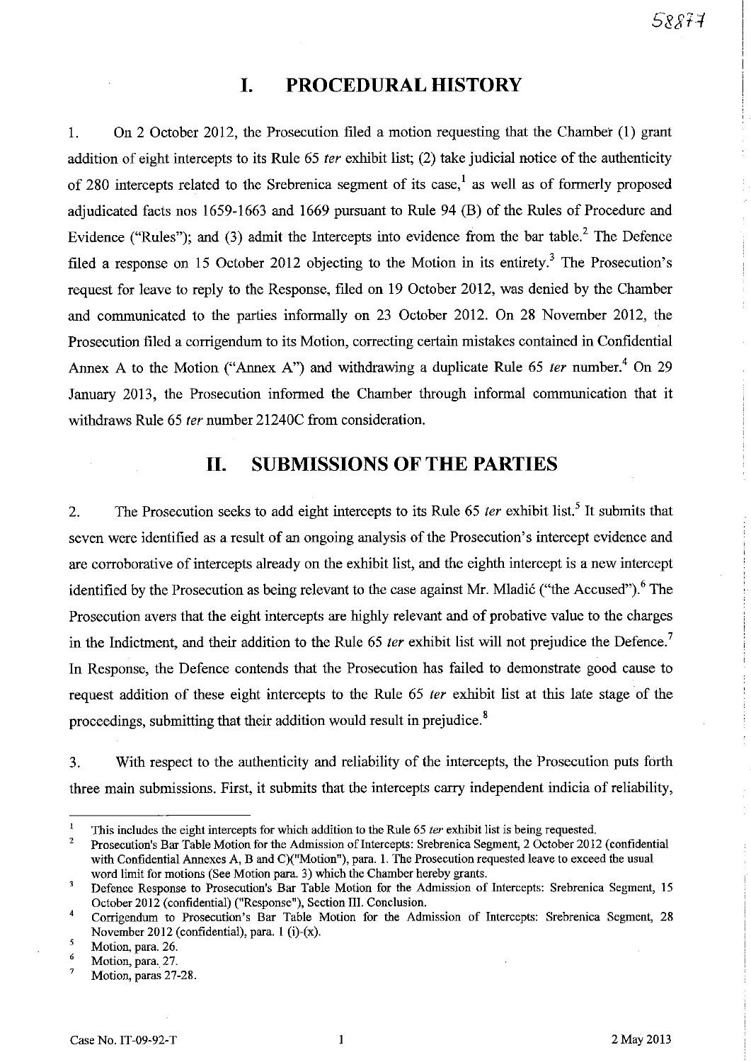# I. PROCEDURAL HISTORY

1. On 2 October 2012, the Prosecution filed a motion requesting that the Chamber (1) grant addition of eight intercepts to its Rule 65 *ter* exhibit list; (2) take judicial notice of the authenticity of 280 intercepts related to the Srebrenica segment of its case,[1] as well as of formerly proposed adjudicated facts nos 1659-1663 and 1669 pursuant to Rule 94 (B) of the Rules of Procedure and Evidence ("Rules"); and (3) admit the Intercepts into evidence from the bar table.[2] The Defence filed a response on 15 October 2012 objecting to the Motion in its entirety.[3] The Prosecution's request for leave to reply to the Response, filed on 19 October 2012, was denied by the Chamber and communicated to the parties informally on 23 October 2012. On 28 November 2012, the Prosecution filed a corrigendum to its Motion, correcting certain mistakes contained in Confidential Annex A to the Motion ("Annex A") and withdrawing a duplicate Rule 65 *ter* number.[4] On 29 January 2013, the Prosecution informed the Chamber through informal communication that it withdraws Rule 65 *ter* number 21240C from consideration.

# II. SUBMISSIONS OF THE PARTIES

2. The Prosecution seeks to add eight intercepts to its Rule 65 *ter* exhibit list.[5] It submits that seven were identified as a result of an ongoing analysis of the Prosecution's intercept evidence and are corroborative of intercepts already on the exhibit list, and the eighth intercept is a new intercept identified by the Prosecution as being relevant to the case against Mr. Mladić ("the Accused").[6] The Prosecution avers that the eight intercepts are highly relevant and of probative value to the charges in the Indictment, and their addition to the Rule 65 *ter* exhibit list will not prejudice the Defence.[7] In Response, the Defence contends that the Prosecution has failed to demonstrate good cause to request addition of these eight intercepts to the Rule 65 *ter* exhibit list at this late stage of the proceedings, submitting that their addition would result in prejudice.[8]

3. With respect to the authenticity and reliability of the intercepts, the Prosecution puts forth three main submissions. First, it submits that the intercepts carry independent indicia of reliability,

---

[1] This includes the eight intercepts for which addition to the Rule 65 *ter* exhibit list is being requested.

[2] Prosecution's Bar Table Motion for the Admission of Intercepts: Srebrenica Segment, 2 October 2012 (confidential with Confidential Annexes A, B and C)("Motion"), para. 1. The Prosecution requested leave to exceed the usual word limit for motions (See Motion para. 3) which the Chamber hereby grants.

[3] Defence Response to Prosecution's Bar Table Motion for the Admission of Intercepts: Srebrenica Segment, 15 October 2012 (confidential) ("Response"), Section III. Conclusion.

[4] Corrigendum to Prosecution's Bar Table Motion for the Admission of Intercepts: Srebrenica Segment, 28 November 2012 (confidential), para. 1 (i)-(x).

[5] Motion, para. 26.

[6] Motion, para. 27.

[7] Motion, paras 27-28.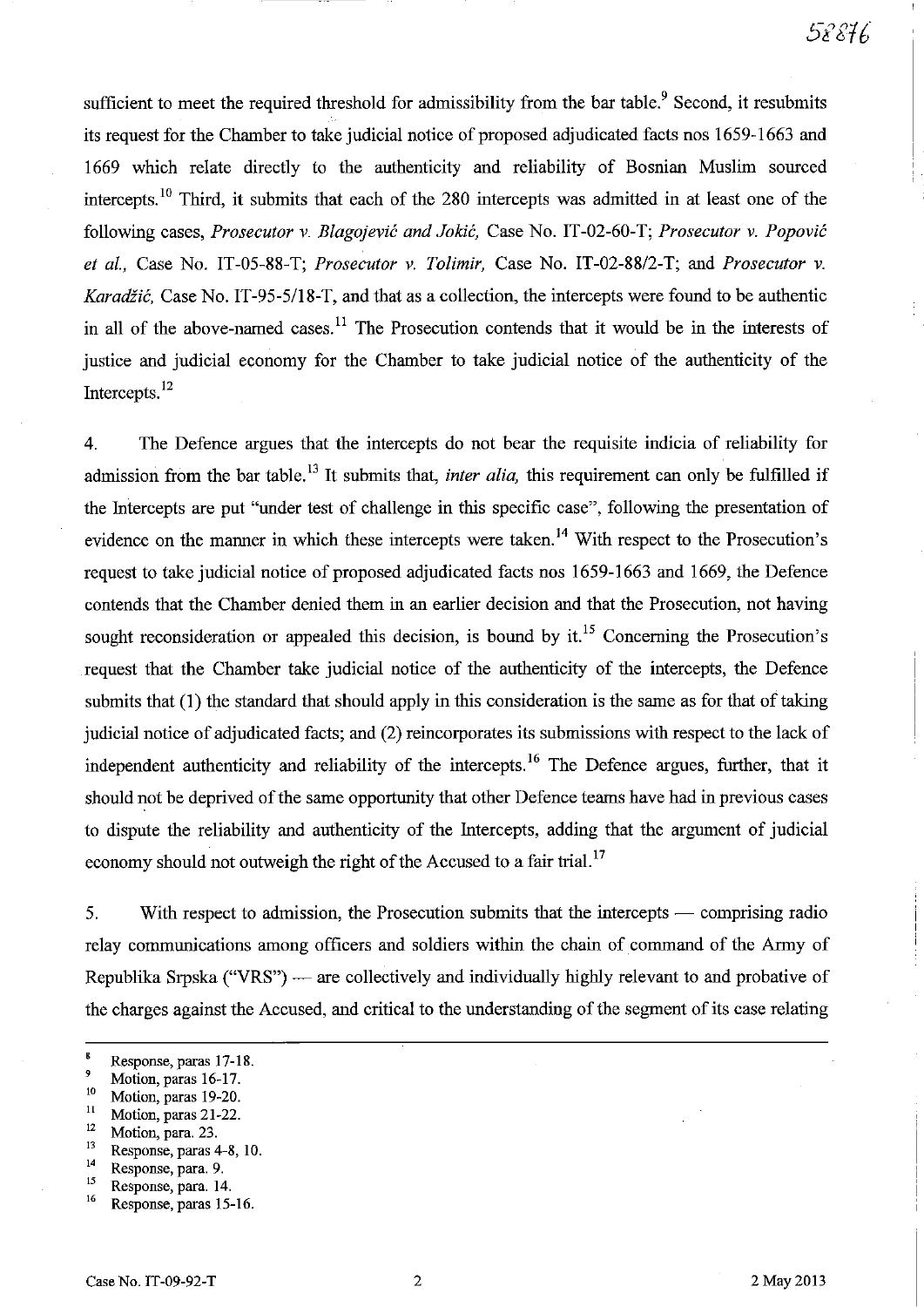sufficient to meet the required threshold for admissibility from the bar table.[9] Second, it resubmits its request for the Chamber to take judicial notice of proposed adjudicated facts nos 1659-1663 and 1669 which relate directly to the authenticity and reliability of Bosnian Muslim sourced intercepts.[10] Third, it submits that each of the 280 intercepts was admitted in at least one of the following cases, *Prosecutor v. Blagojević and Jokić*, Case No. IT-02-60-T; *Prosecutor v. Popović et al.*, Case No. IT-05-88-T; *Prosecutor v. Tolimir*, Case No. IT-02-88/2-T; and *Prosecutor v. Karadžić*, Case No. IT-95-5/18-T, and that as a collection, the intercepts were found to be authentic in all of the above-named cases.[11] The Prosecution contends that it would be in the interests of justice and judicial economy for the Chamber to take judicial notice of the authenticity of the Intercepts.[12]

4. The Defence argues that the intercepts do not bear the requisite indicia of reliability for admission from the bar table.[13] It submits that, *inter alia*, this requirement can only be fulfilled if the Intercepts are put "under test of challenge in this specific case", following the presentation of evidence on the manner in which these intercepts were taken.[14] With respect to the Prosecution's request to take judicial notice of proposed adjudicated facts nos 1659-1663 and 1669, the Defence contends that the Chamber denied them in an earlier decision and that the Prosecution, not having sought reconsideration or appealed this decision, is bound by it.[15] Concerning the Prosecution's request that the Chamber take judicial notice of the authenticity of the intercepts, the Defence submits that (1) the standard that should apply in this consideration is the same as for that of taking judicial notice of adjudicated facts; and (2) reincorporates its submissions with respect to the lack of independent authenticity and reliability of the intercepts.[16] The Defence argues, further, that it should not be deprived of the same opportunity that other Defence teams have had in previous cases to dispute the reliability and authenticity of the Intercepts, adding that the argument of judicial economy should not outweigh the right of the Accused to a fair trial.[17]

5. With respect to admission, the Prosecution submits that the intercepts — comprising radio relay communications among officers and soldiers within the chain of command of the Army of Republika Srpska ("VRS") — are collectively and individually highly relevant to and probative of the charges against the Accused, and critical to the understanding of the segment of its case relating

---

[8] Response, paras 17-18.
[9] Motion, paras 16-17.
[10] Motion, paras 19-20.
[11] Motion, paras 21-22.
[12] Motion, para. 23.
[13] Response, paras 4-8, 10.
[14] Response, para. 9.
[15] Response, para. 14.
[16] Response, paras 15-16.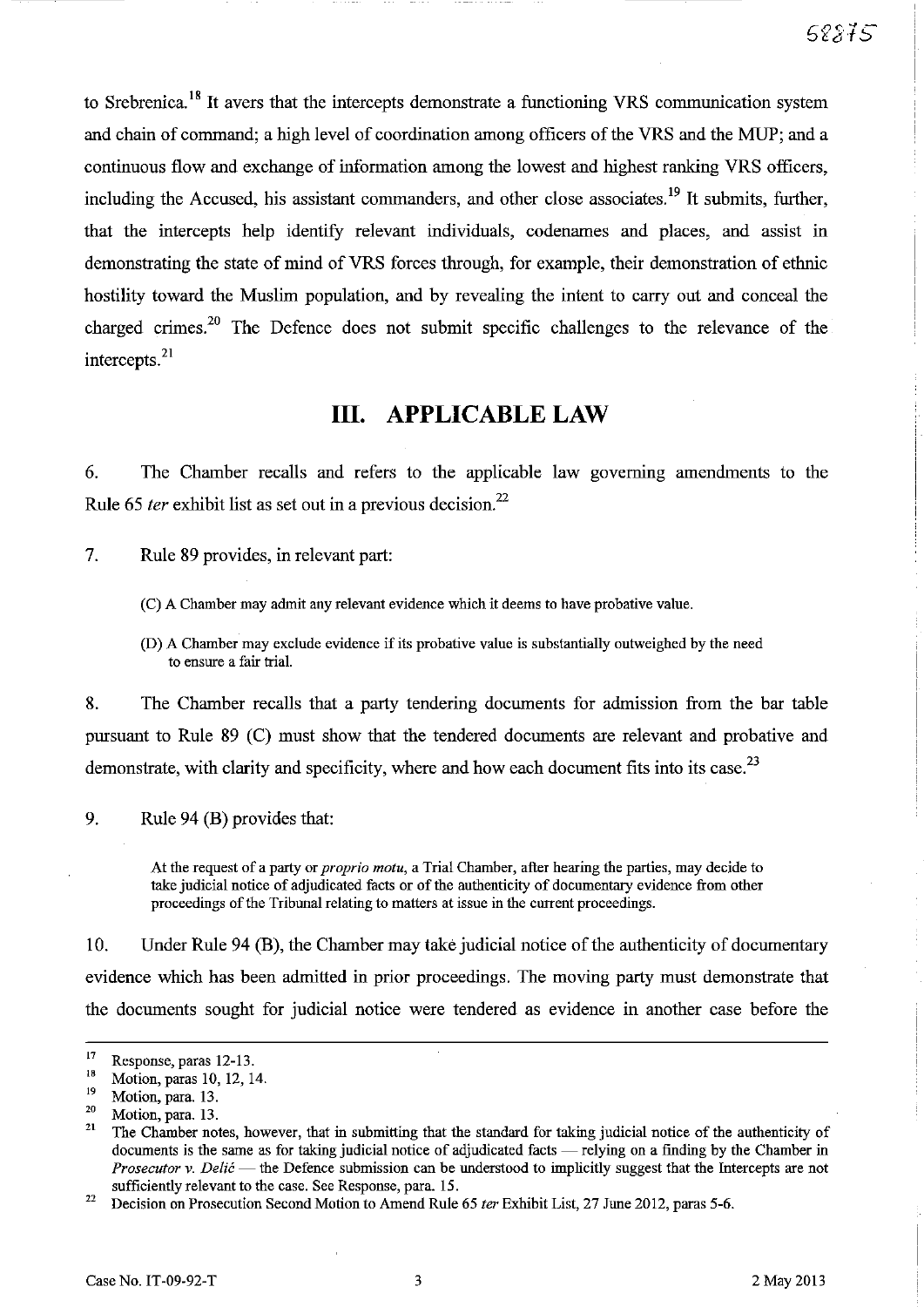to Srebrenica.[18] It avers that the intercepts demonstrate a functioning VRS communication system and chain of command; a high level of coordination among officers of the VRS and the MUP; and a continuous flow and exchange of information among the lowest and highest ranking VRS officers, including the Accused, his assistant commanders, and other close associates.[19] It submits, further, that the intercepts help identify relevant individuals, codenames and places, and assist in demonstrating the state of mind of VRS forces through, for example, their demonstration of ethnic hostility toward the Muslim population, and by revealing the intent to carry out and conceal the charged crimes.[20] The Defence does not submit specific challenges to the relevance of the intercepts.[21]

# III. APPLICABLE LAW

6. The Chamber recalls and refers to the applicable law governing amendments to the Rule 65 *ter* exhibit list as set out in a previous decision.[22]

7. Rule 89 provides, in relevant part:

> (C) A Chamber may admit any relevant evidence which it deems to have probative value.
>
> (D) A Chamber may exclude evidence if its probative value is substantially outweighed by the need to ensure a fair trial.

8. The Chamber recalls that a party tendering documents for admission from the bar table pursuant to Rule 89 (C) must show that the tendered documents are relevant and probative and demonstrate, with clarity and specificity, where and how each document fits into its case.[23]

9. Rule 94 (B) provides that:

> At the request of a party or *proprio motu*, a Trial Chamber, after hearing the parties, may decide to take judicial notice of adjudicated facts or of the authenticity of documentary evidence from other proceedings of the Tribunal relating to matters at issue in the current proceedings.

10. Under Rule 94 (B), the Chamber may take judicial notice of the authenticity of documentary evidence which has been admitted in prior proceedings. The moving party must demonstrate that the documents sought for judicial notice were tendered as evidence in another case before the

---

[17] Response, paras 12-13.

[18] Motion, paras 10, 12, 14.

[19] Motion, para. 13.

[20] Motion, para. 13.

[21] The Chamber notes, however, that in submitting that the standard for taking judicial notice of the authenticity of documents is the same as for taking judicial notice of adjudicated facts — relying on a finding by the Chamber in *Prosecutor v. Delić* — the Defence submission can be understood to implicitly suggest that the Intercepts are not sufficiently relevant to the case. See Response, para. 15.

[22] Decision on Prosecution Second Motion to Amend Rule 65 *ter* Exhibit List, 27 June 2012, paras 5-6.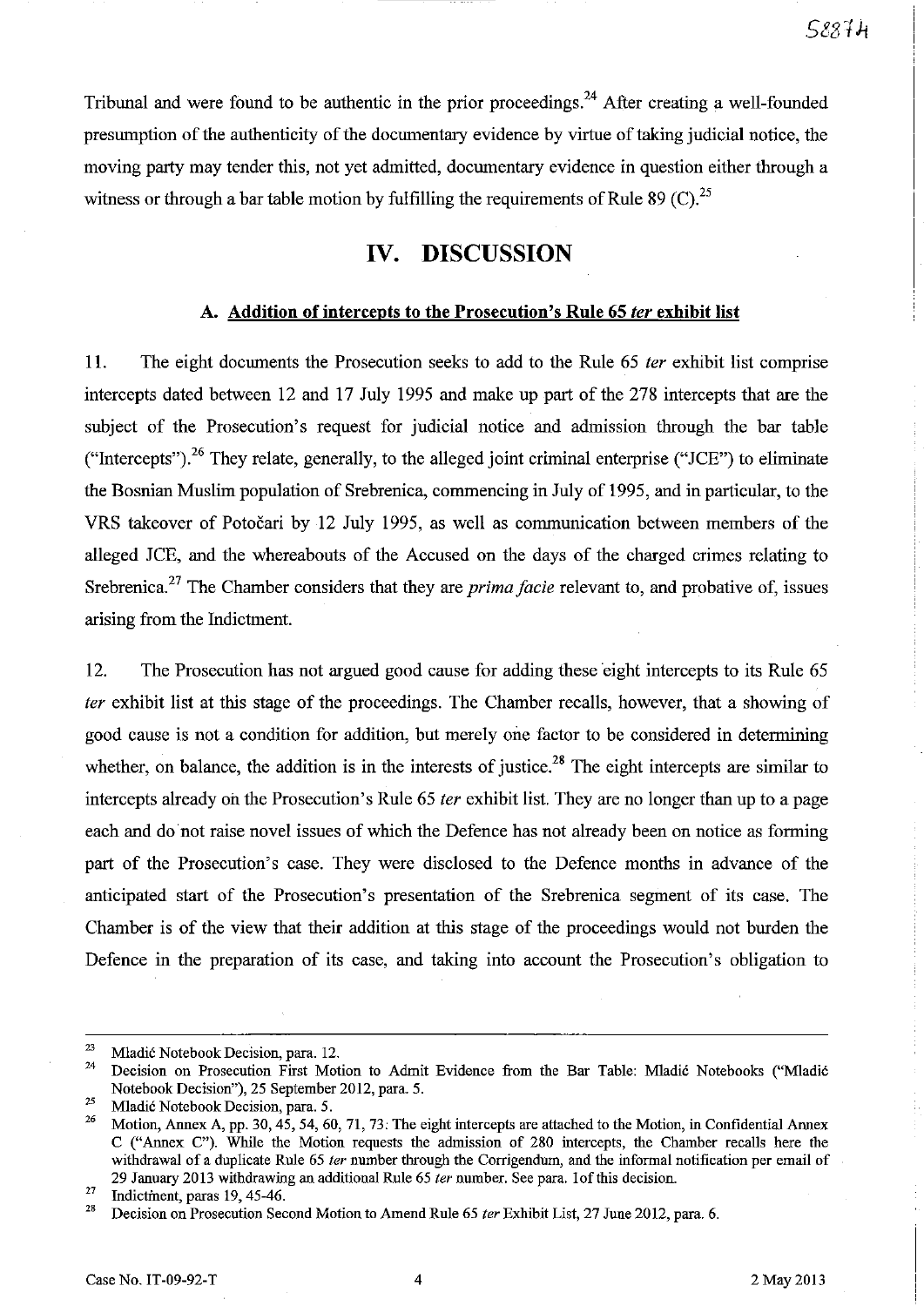Tribunal and were found to be authentic in the prior proceedings.[24] After creating a well-founded presumption of the authenticity of the documentary evidence by virtue of taking judicial notice, the moving party may tender this, not yet admitted, documentary evidence in question either through a witness or through a bar table motion by fulfilling the requirements of Rule 89 (C).[25]

# IV. DISCUSSION

### A. Addition of intercepts to the Prosecution's Rule 65 *ter* exhibit list

11. The eight documents the Prosecution seeks to add to the Rule 65 *ter* exhibit list comprise intercepts dated between 12 and 17 July 1995 and make up part of the 278 intercepts that are the subject of the Prosecution's request for judicial notice and admission through the bar table ("Intercepts").[26] They relate, generally, to the alleged joint criminal enterprise ("JCE") to eliminate the Bosnian Muslim population of Srebrenica, commencing in July of 1995, and in particular, to the VRS takeover of Potočari by 12 July 1995, as well as communication between members of the alleged JCE, and the whereabouts of the Accused on the days of the charged crimes relating to Srebrenica.[27] The Chamber considers that they are *prima facie* relevant to, and probative of, issues arising from the Indictment.

12. The Prosecution has not argued good cause for adding these eight intercepts to its Rule 65 *ter* exhibit list at this stage of the proceedings. The Chamber recalls, however, that a showing of good cause is not a condition for addition, but merely one factor to be considered in determining whether, on balance, the addition is in the interests of justice.[28] The eight intercepts are similar to intercepts already on the Prosecution's Rule 65 *ter* exhibit list. They are no longer than up to a page each and do not raise novel issues of which the Defence has not already been on notice as forming part of the Prosecution's case. They were disclosed to the Defence months in advance of the anticipated start of the Prosecution's presentation of the Srebrenica segment of its case. The Chamber is of the view that their addition at this stage of the proceedings would not burden the Defence in the preparation of its case, and taking into account the Prosecution's obligation to

---

[23] Mladić Notebook Decision, para. 12.

[24] Decision on Prosecution First Motion to Admit Evidence from the Bar Table: Mladić Notebooks ("Mladić Notebook Decision"), 25 September 2012, para. 5.

[25] Mladić Notebook Decision, para. 5.

[26] Motion, Annex A, pp. 30, 45, 54, 60, 71, 73: The eight intercepts are attached to the Motion, in Confidential Annex C ("Annex C"). While the Motion requests the admission of 280 intercepts, the Chamber recalls here the withdrawal of a duplicate Rule 65 *ter* number through the Corrigendum, and the informal notification per email of 29 January 2013 withdrawing an additional Rule 65 *ter* number. See para. 1of this decision.

[27] Indictment, paras 19, 45-46.

[28] Decision on Prosecution Second Motion to Amend Rule 65 *ter* Exhibit List, 27 June 2012, para. 6.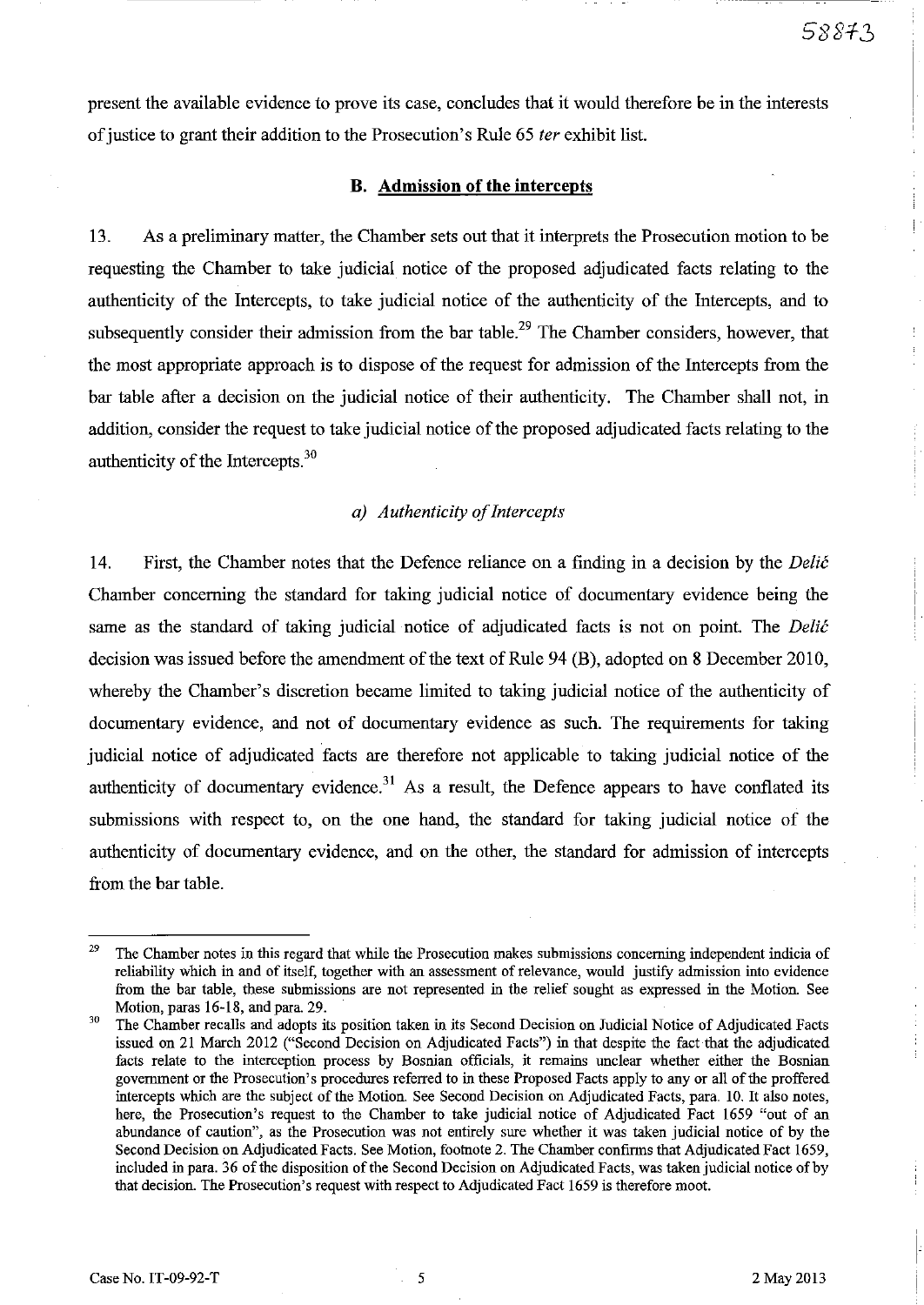present the available evidence to prove its case, concludes that it would therefore be in the interests of justice to grant their addition to the Prosecution's Rule 65 *ter* exhibit list.

### B. Admission of the intercepts

13. As a preliminary matter, the Chamber sets out that it interprets the Prosecution motion to be requesting the Chamber to take judicial notice of the proposed adjudicated facts relating to the authenticity of the Intercepts, to take judicial notice of the authenticity of the Intercepts, and to subsequently consider their admission from the bar table.[29] The Chamber considers, however, that the most appropriate approach is to dispose of the request for admission of the Intercepts from the bar table after a decision on the judicial notice of their authenticity. The Chamber shall not, in addition, consider the request to take judicial notice of the proposed adjudicated facts relating to the authenticity of the Intercepts.[30]

#### *a) Authenticity of Intercepts*

14. First, the Chamber notes that the Defence reliance on a finding in a decision by the *Delić* Chamber concerning the standard for taking judicial notice of documentary evidence being the same as the standard of taking judicial notice of adjudicated facts is not on point. The *Delić* decision was issued before the amendment of the text of Rule 94 (B), adopted on 8 December 2010, whereby the Chamber's discretion became limited to taking judicial notice of the authenticity of documentary evidence, and not of documentary evidence as such. The requirements for taking judicial notice of adjudicated facts are therefore not applicable to taking judicial notice of the authenticity of documentary evidence.[31] As a result, the Defence appears to have conflated its submissions with respect to, on the one hand, the standard for taking judicial notice of the authenticity of documentary evidence, and on the other, the standard for admission of intercepts from the bar table.

---

[29] The Chamber notes in this regard that while the Prosecution makes submissions concerning independent indicia of reliability which in and of itself, together with an assessment of relevance, would justify admission into evidence from the bar table, these submissions are not represented in the relief sought as expressed in the Motion. See Motion, paras 16-18, and para. 29.

[30] The Chamber recalls and adopts its position taken in its Second Decision on Judicial Notice of Adjudicated Facts issued on 21 March 2012 ("Second Decision on Adjudicated Facts") in that despite the fact that the adjudicated facts relate to the interception process by Bosnian officials, it remains unclear whether either the Bosnian government or the Prosecution's procedures referred to in these Proposed Facts apply to any or all of the proffered intercepts which are the subject of the Motion. See Second Decision on Adjudicated Facts, para. 10. It also notes, here, the Prosecution's request to the Chamber to take judicial notice of Adjudicated Fact 1659 "out of an abundance of caution", as the Prosecution was not entirely sure whether it was taken judicial notice of by the Second Decision on Adjudicated Facts. See Motion, footnote 2. The Chamber confirms that Adjudicated Fact 1659, included in para. 36 of the disposition of the Second Decision on Adjudicated Facts, was taken judicial notice of by that decision. The Prosecution's request with respect to Adjudicated Fact 1659 is therefore moot.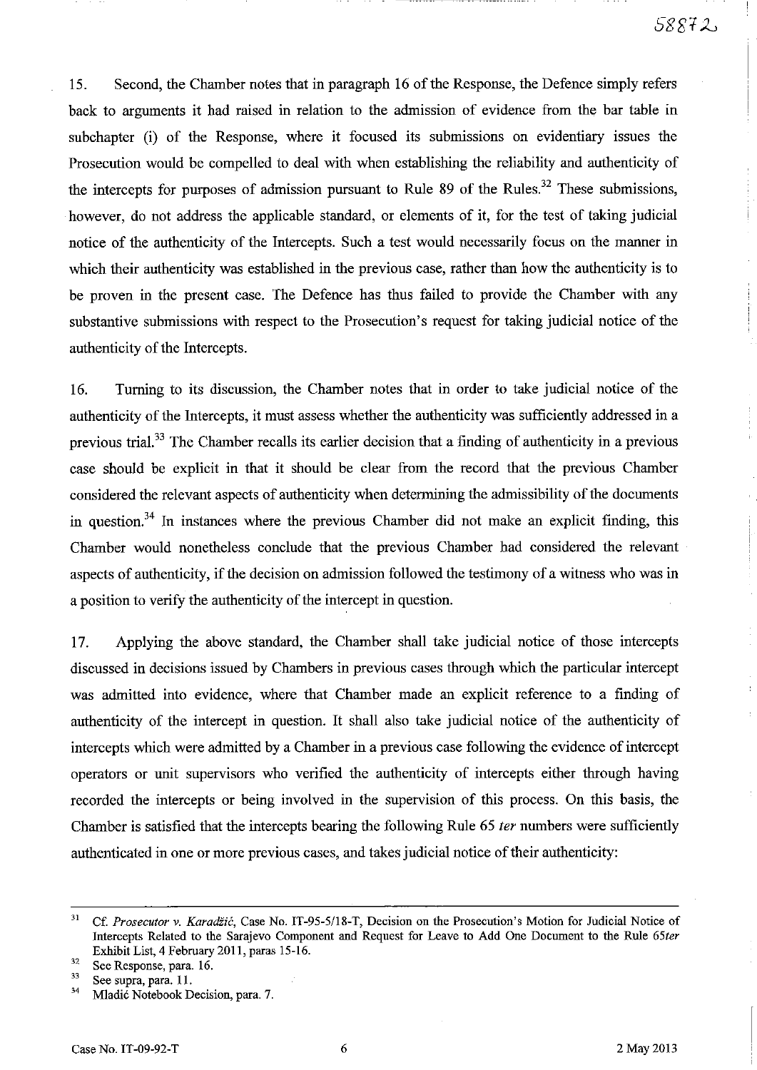15. Second, the Chamber notes that in paragraph 16 of the Response, the Defence simply refers back to arguments it had raised in relation to the admission of evidence from the bar table in subchapter (i) of the Response, where it focused its submissions on evidentiary issues the Prosecution would be compelled to deal with when establishing the reliability and authenticity of the intercepts for purposes of admission pursuant to Rule 89 of the Rules.[32] These submissions, however, do not address the applicable standard, or elements of it, for the test of taking judicial notice of the authenticity of the Intercepts. Such a test would necessarily focus on the manner in which their authenticity was established in the previous case, rather than how the authenticity is to be proven in the present case. The Defence has thus failed to provide the Chamber with any substantive submissions with respect to the Prosecution's request for taking judicial notice of the authenticity of the Intercepts.

16. Turning to its discussion, the Chamber notes that in order to take judicial notice of the authenticity of the Intercepts, it must assess whether the authenticity was sufficiently addressed in a previous trial.[33] The Chamber recalls its earlier decision that a finding of authenticity in a previous case should be explicit in that it should be clear from the record that the previous Chamber considered the relevant aspects of authenticity when determining the admissibility of the documents in question.[34] In instances where the previous Chamber did not make an explicit finding, this Chamber would nonetheless conclude that the previous Chamber had considered the relevant aspects of authenticity, if the decision on admission followed the testimony of a witness who was in a position to verify the authenticity of the intercept in question.

17. Applying the above standard, the Chamber shall take judicial notice of those intercepts discussed in decisions issued by Chambers in previous cases through which the particular intercept was admitted into evidence, where that Chamber made an explicit reference to a finding of authenticity of the intercept in question. It shall also take judicial notice of the authenticity of intercepts which were admitted by a Chamber in a previous case following the evidence of intercept operators or unit supervisors who verified the authenticity of intercepts either through having recorded the intercepts or being involved in the supervision of this process. On this basis, the Chamber is satisfied that the intercepts bearing the following Rule 65 *ter* numbers were sufficiently authenticated in one or more previous cases, and takes judicial notice of their authenticity:

---

[31] Cf. *Prosecutor v. Karadžić*, Case No. IT-95-5/18-T, Decision on the Prosecution's Motion for Judicial Notice of Intercepts Related to the Sarajevo Component and Request for Leave to Add One Document to the Rule 65*ter* Exhibit List, 4 February 2011, paras 15-16.

[32] See Response, para. 16.

[33] See supra, para. 11.

[34] Mladić Notebook Decision, para. 7.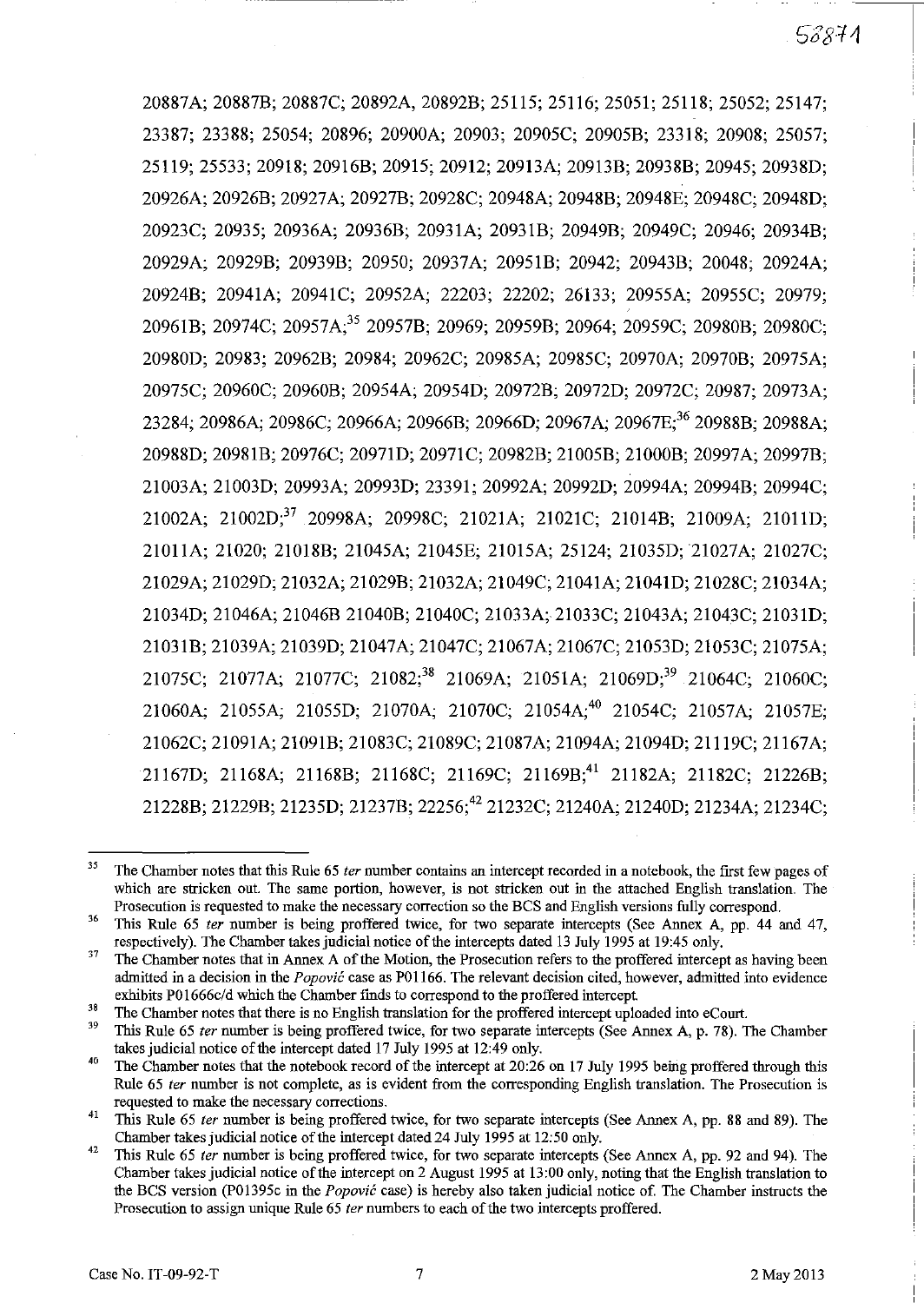20887A; 20887B; 20887C; 20892A, 20892B; 25115; 25116; 25051; 25118; 25052; 25147; 23387; 23388; 25054; 20896; 20900A; 20903; 20905C; 20905B; 23318; 20908; 25057; 25119; 25533; 20918; 20916B; 20915; 20912; 20913A; 20913B; 20938B; 20945; 20938D; 20926A; 20926B; 20927A; 20927B; 20928C; 20948A; 20948B; 20948E; 20948C; 20948D; 20923C; 20935; 20936A; 20936B; 20931A; 20931B; 20949B; 20949C; 20946; 20934B; 20929A; 20929B; 20939B; 20950; 20937A; 20951B; 20942; 20943B; 20048; 20924A; 20924B; 20941A; 20941C; 20952A; 22203; 22202; 26133; 20955A; 20955C; 20979; 20961B; 20974C; 20957A;[35] 20957B; 20969; 20959B; 20964; 20959C; 20980B; 20980C; 20980D; 20983; 20962B; 20984; 20962C; 20985A; 20985C; 20970A; 20970B; 20975A; 20975C; 20960C; 20960B; 20954A; 20954D; 20972B; 20972D; 20972C; 20987; 20973A; 23284; 20986A; 20986C; 20966A; 20966B; 20966D; 20967A; 20967E;[36] 20988B; 20988A; 20988D; 20981B; 20976C; 20971D; 20971C; 20982B; 21005B; 21000B; 20997A; 20997B; 21003A; 21003D; 20993A; 20993D; 23391; 20992A; 20992D; 20994A; 20994B; 20994C; 21002A; 21002D;[37] 20998A; 20998C; 21021A; 21021C; 21014B; 21009A; 21011D; 21011A; 21020; 21018B; 21045A; 21045E; 21015A; 25124; 21035D; 21027A; 21027C; 21029A; 21029D; 21032A; 21029B; 21032A; 21049C; 21041A; 21041D; 21028C; 21034A; 21034D; 21046A; 21046B 21040B; 21040C; 21033A; 21033C; 21043A; 21043C; 21031D; 21031B; 21039A; 21039D; 21047A; 21047C; 21067A; 21067C; 21053D; 21053C; 21075A; 21075C; 21077A; 21077C; 21082;[38] 21069A; 21051A; 21069D;[39] 21064C; 21060C; 21060A; 21055A; 21055D; 21070A; 21070C; 21054A;[40] 21054C; 21057A; 21057E; 21062C; 21091A; 21091B; 21083C; 21089C; 21087A; 21094A; 21094D; 21119C; 21167A; 21167D; 21168A; 21168B; 21168C; 21169C; 21169B;[41] 21182A; 21182C; 21226B; 21228B; 21229B; 21235D; 21237B; 22256;[42] 21232C; 21240A; 21240D; 21234A; 21234C;

---

[35] The Chamber notes that this Rule 65 *ter* number contains an intercept recorded in a notebook, the first few pages of which are stricken out. The same portion, however, is not stricken out in the attached English translation. The Prosecution is requested to make the necessary correction so the BCS and English versions fully correspond.

[36] This Rule 65 *ter* number is being proffered twice, for two separate intercepts (See Annex A, pp. 44 and 47, respectively). The Chamber takes judicial notice of the intercepts dated 13 July 1995 at 19:45 only.

[37] The Chamber notes that in Annex A of the Motion, the Prosecution refers to the proffered intercept as having been admitted in a decision in the *Popović* case as P01166. The relevant decision cited, however, admitted into evidence exhibits P01666c/d which the Chamber finds to correspond to the proffered intercept.

[38] The Chamber notes that there is no English translation for the proffered intercept uploaded into eCourt.

[39] This Rule 65 *ter* number is being proffered twice, for two separate intercepts (See Annex A, p. 78). The Chamber takes judicial notice of the intercept dated 17 July 1995 at 12:49 only.

[40] The Chamber notes that the notebook record of the intercept at 20:26 on 17 July 1995 being proffered through this Rule 65 *ter* number is not complete, as is evident from the corresponding English translation. The Prosecution is requested to make the necessary corrections.

[41] This Rule 65 *ter* number is being proffered twice, for two separate intercepts (See Annex A, pp. 88 and 89). The Chamber takes judicial notice of the intercept dated 24 July 1995 at 12:50 only.

[42] This Rule 65 *ter* number is being proffered twice, for two separate intercepts (See Annex A, pp. 92 and 94). The Chamber takes judicial notice of the intercept on 2 August 1995 at 13:00 only, noting that the English translation to the BCS version (P01395c in the *Popović* case) is hereby also taken judicial notice of. The Chamber instructs the Prosecution to assign unique Rule 65 *ter* numbers to each of the two intercepts proffered.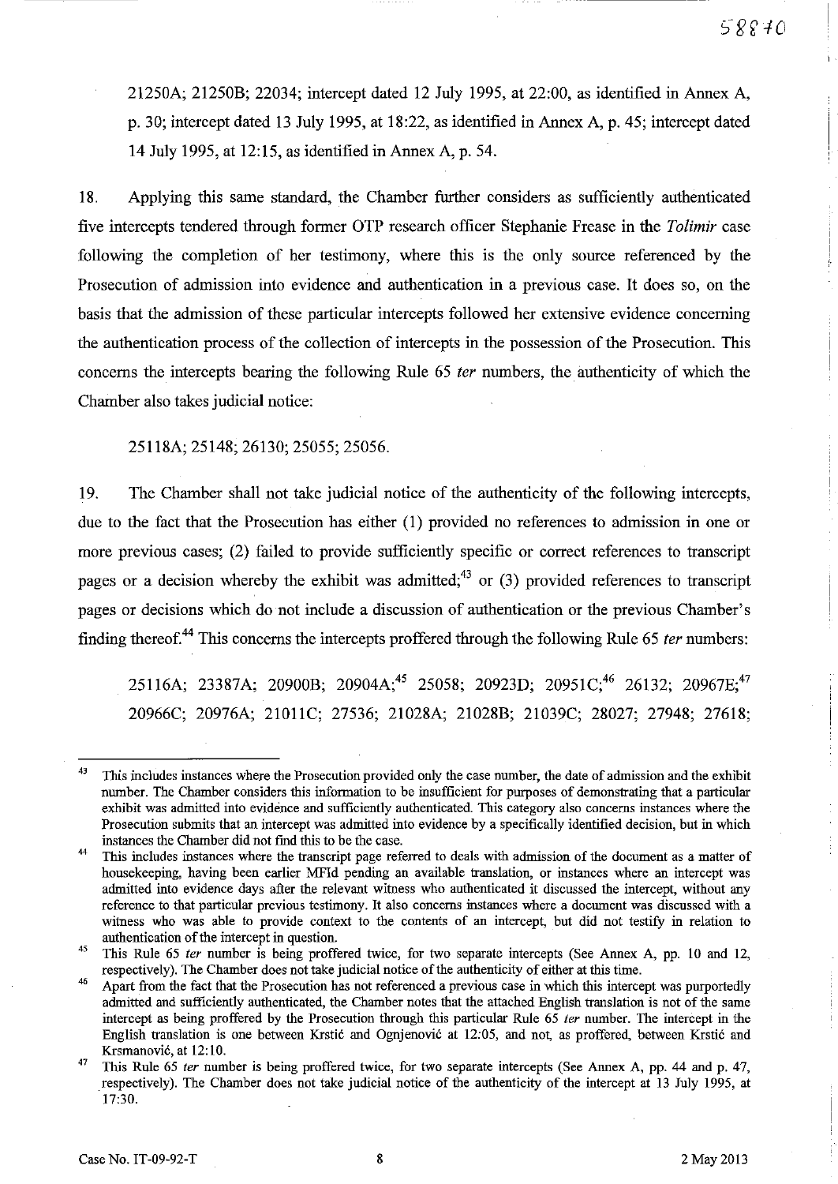21250A; 21250B; 22034; intercept dated 12 July 1995, at 22:00, as identified in Annex A, p. 30; intercept dated 13 July 1995, at 18:22, as identified in Annex A, p. 45; intercept dated 14 July 1995, at 12:15, as identified in Annex A, p. 54.

18. Applying this same standard, the Chamber further considers as sufficiently authenticated five intercepts tendered through former OTP research officer Stephanie Frease in the *Tolimir* case following the completion of her testimony, where this is the only source referenced by the Prosecution of admission into evidence and authentication in a previous case. It does so, on the basis that the admission of these particular intercepts followed her extensive evidence concerning the authentication process of the collection of intercepts in the possession of the Prosecution. This concerns the intercepts bearing the following Rule 65 *ter* numbers, the authenticity of which the Chamber also takes judicial notice:

25118A; 25148; 26130; 25055; 25056.

19. The Chamber shall not take judicial notice of the authenticity of the following intercepts, due to the fact that the Prosecution has either (1) provided no references to admission in one or more previous cases; (2) failed to provide sufficiently specific or correct references to transcript pages or a decision whereby the exhibit was admitted;[43] or (3) provided references to transcript pages or decisions which do not include a discussion of authentication or the previous Chamber's finding thereof.[44] This concerns the intercepts proffered through the following Rule 65 *ter* numbers:

25116A; 23387A; 20900B; 20904A;[45] 25058; 20923D; 20951C;[46] 26132; 20967E;[47] 20966C; 20976A; 21011C; 27536; 21028A; 21028B; 21039C; 28027; 27948; 27618;

---

[43] This includes instances where the Prosecution provided only the case number, the date of admission and the exhibit number. The Chamber considers this information to be insufficient for purposes of demonstrating that a particular exhibit was admitted into evidence and sufficiently authenticated. This category also concerns instances where the Prosecution submits that an intercept was admitted into evidence by a specifically identified decision, but in which instances the Chamber did not find this to be the case.

[44] This includes instances where the transcript page referred to deals with admission of the document as a matter of housekeeping, having been earlier MFId pending an available translation, or instances where an intercept was admitted into evidence days after the relevant witness who authenticated it discussed the intercept, without any reference to that particular previous testimony. It also concerns instances where a document was discussed with a witness who was able to provide context to the contents of an intercept, but did not testify in relation to authentication of the intercept in question.

[45] This Rule 65 *ter* number is being proffered twice, for two separate intercepts (See Annex A, pp. 10 and 12, respectively). The Chamber does not take judicial notice of the authenticity of either at this time.

[46] Apart from the fact that the Prosecution has not referenced a previous case in which this intercept was purportedly admitted and sufficiently authenticated, the Chamber notes that the attached English translation is not of the same intercept as being proffered by the Prosecution through this particular Rule 65 *ter* number. The intercept in the English translation is one between Krstić and Ognjenović at 12:05, and not, as proffered, between Krstić and Krsmanović, at 12:10.

[47] This Rule 65 *ter* number is being proffered twice, for two separate intercepts (See Annex A, pp. 44 and p. 47, respectively). The Chamber does not take judicial notice of the authenticity of the intercept at 13 July 1995, at 17:30.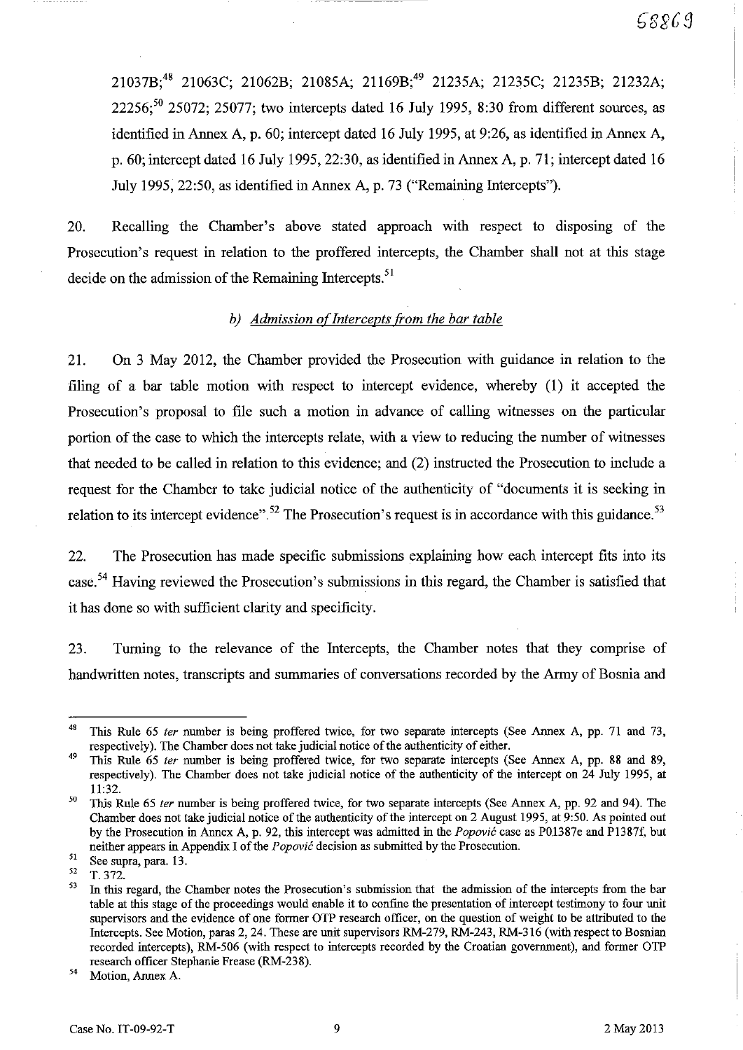21037B;[48] 21063C; 21062B; 21085A; 21169B;[49] 21235A; 21235C; 21235B; 21232A; 22256;[50] 25072; 25077; two intercepts dated 16 July 1995, 8:30 from different sources, as identified in Annex A, p. 60; intercept dated 16 July 1995, at 9:26, as identified in Annex A, p. 60; intercept dated 16 July 1995, 22:30, as identified in Annex A, p. 71; intercept dated 16 July 1995, 22:50, as identified in Annex A, p. 73 ("Remaining Intercepts").

20. Recalling the Chamber's above stated approach with respect to disposing of the Prosecution's request in relation to the proffered intercepts, the Chamber shall not at this stage decide on the admission of the Remaining Intercepts.[51]

### b) *Admission of Intercepts from the bar table*

21. On 3 May 2012, the Chamber provided the Prosecution with guidance in relation to the filing of a bar table motion with respect to intercept evidence, whereby (1) it accepted the Prosecution's proposal to file such a motion in advance of calling witnesses on the particular portion of the case to which the intercepts relate, with a view to reducing the number of witnesses that needed to be called in relation to this evidence; and (2) instructed the Prosecution to include a request for the Chamber to take judicial notice of the authenticity of "documents it is seeking in relation to its intercept evidence".[52] The Prosecution's request is in accordance with this guidance.[53]

22. The Prosecution has made specific submissions explaining how each intercept fits into its case.[54] Having reviewed the Prosecution's submissions in this regard, the Chamber is satisfied that it has done so with sufficient clarity and specificity.

23. Turning to the relevance of the Intercepts, the Chamber notes that they comprise of handwritten notes, transcripts and summaries of conversations recorded by the Army of Bosnia and

---

[48] This Rule 65 *ter* number is being proffered twice, for two separate intercepts (See Annex A, pp. 71 and 73, respectively). The Chamber does not take judicial notice of the authenticity of either.

[49] This Rule 65 *ter* number is being proffered twice, for two separate intercepts (See Annex A, pp. 88 and 89, respectively). The Chamber does not take judicial notice of the authenticity of the intercept on 24 July 1995, at 11:32.

[50] This Rule 65 *ter* number is being proffered twice, for two separate intercepts (See Annex A, pp. 92 and 94). The Chamber does not take judicial notice of the authenticity of the intercept on 2 August 1995, at 9:50. As pointed out by the Prosecution in Annex A, p. 92, this intercept was admitted in the *Popović* case as P01387e and P1387f, but neither appears in Appendix I of the *Popović* decision as submitted by the Prosecution.

[51] See supra, para. 13.

[52] T. 372.

[53] In this regard, the Chamber notes the Prosecution's submission that the admission of the intercepts from the bar table at this stage of the proceedings would enable it to confine the presentation of intercept testimony to four unit supervisors and the evidence of one former OTP research officer, on the question of weight to be attributed to the Intercepts. See Motion, paras 2, 24. These are unit supervisors RM-279, RM-243, RM-316 (with respect to Bosnian recorded intercepts), RM-506 (with respect to intercepts recorded by the Croatian government), and former OTP research officer Stephanie Frease (RM-238).

[54] Motion, Annex A.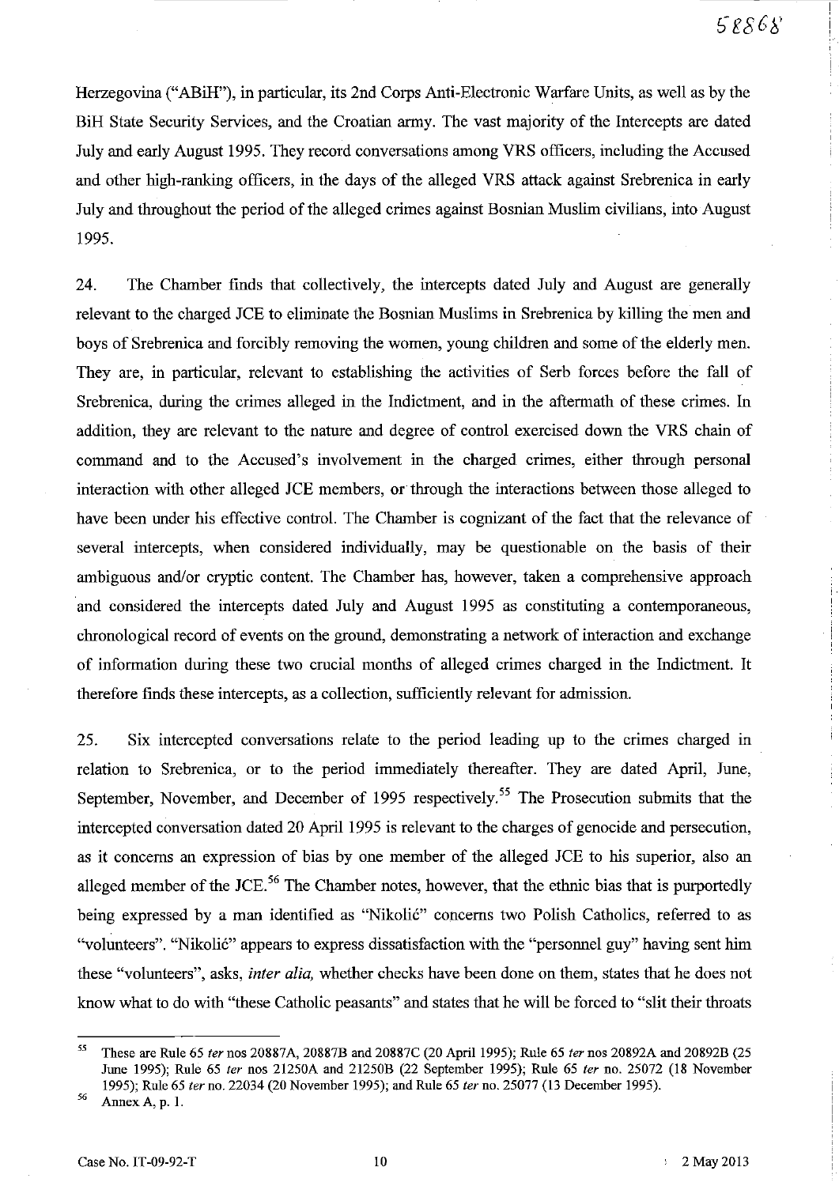Herzegovina ("ABiH"), in particular, its 2nd Corps Anti-Electronic Warfare Units, as well as by the BiH State Security Services, and the Croatian army. The vast majority of the Intercepts are dated July and early August 1995. They record conversations among VRS officers, including the Accused and other high-ranking officers, in the days of the alleged VRS attack against Srebrenica in early July and throughout the period of the alleged crimes against Bosnian Muslim civilians, into August 1995.

24. The Chamber finds that collectively, the intercepts dated July and August are generally relevant to the charged JCE to eliminate the Bosnian Muslims in Srebrenica by killing the men and boys of Srebrenica and forcibly removing the women, young children and some of the elderly men. They are, in particular, relevant to establishing the activities of Serb forces before the fall of Srebrenica, during the crimes alleged in the Indictment, and in the aftermath of these crimes. In addition, they are relevant to the nature and degree of control exercised down the VRS chain of command and to the Accused's involvement in the charged crimes, either through personal interaction with other alleged JCE members, or through the interactions between those alleged to have been under his effective control. The Chamber is cognizant of the fact that the relevance of several intercepts, when considered individually, may be questionable on the basis of their ambiguous and/or cryptic content. The Chamber has, however, taken a comprehensive approach and considered the intercepts dated July and August 1995 as constituting a contemporaneous, chronological record of events on the ground, demonstrating a network of interaction and exchange of information during these two crucial months of alleged crimes charged in the Indictment. It therefore finds these intercepts, as a collection, sufficiently relevant for admission.

25. Six intercepted conversations relate to the period leading up to the crimes charged in relation to Srebrenica, or to the period immediately thereafter. They are dated April, June, September, November, and December of 1995 respectively.[55] The Prosecution submits that the intercepted conversation dated 20 April 1995 is relevant to the charges of genocide and persecution, as it concerns an expression of bias by one member of the alleged JCE to his superior, also an alleged member of the JCE.[56] The Chamber notes, however, that the ethnic bias that is purportedly being expressed by a man identified as "Nikolić" concerns two Polish Catholics, referred to as "volunteers". "Nikolić" appears to express dissatisfaction with the "personnel guy" having sent him these "volunteers", asks, *inter alia,* whether checks have been done on them, states that he does not know what to do with "these Catholic peasants" and states that he will be forced to "slit their throats

---

[55] These are Rule 65 *ter* nos 20887A, 20887B and 20887C (20 April 1995); Rule 65 *ter* nos 20892A and 20892B (25 June 1995); Rule 65 *ter* nos 21250A and 21250B (22 September 1995); Rule 65 *ter* no. 25072 (18 November 1995); Rule 65 *ter* no. 22034 (20 November 1995); and Rule 65 *ter* no. 25077 (13 December 1995).

[56] Annex A, p. 1.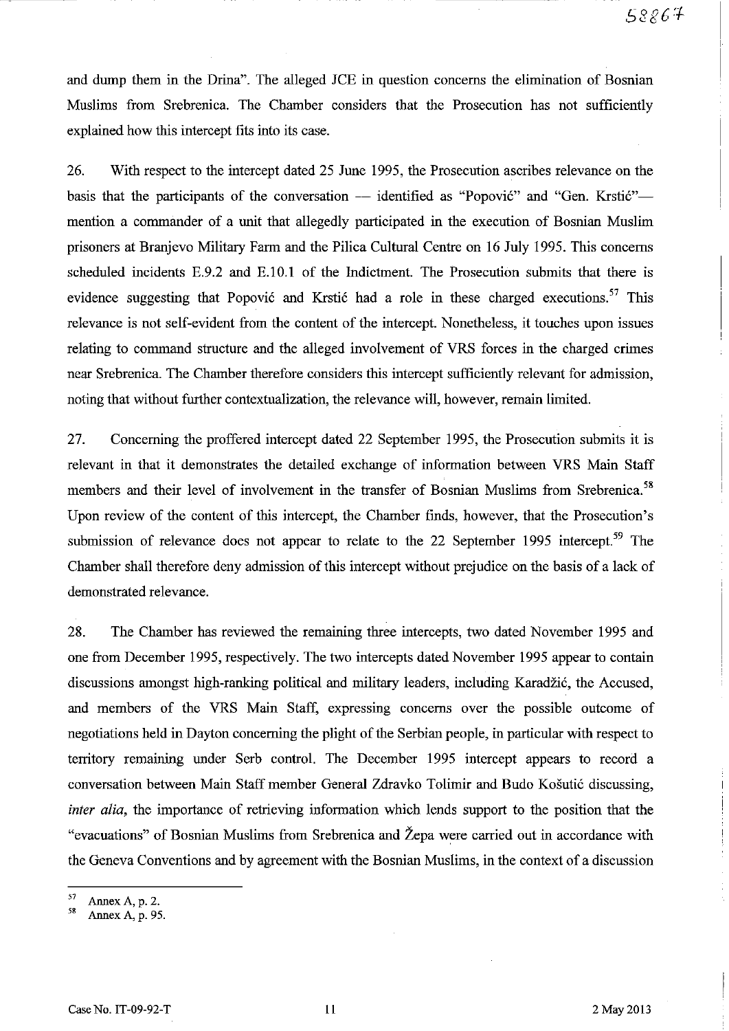and dump them in the Drina". The alleged JCE in question concerns the elimination of Bosnian Muslims from Srebrenica. The Chamber considers that the Prosecution has not sufficiently explained how this intercept fits into its case.

26. With respect to the intercept dated 25 June 1995, the Prosecution ascribes relevance on the basis that the participants of the conversation — identified as "Popović" and "Gen. Krstić"— mention a commander of a unit that allegedly participated in the execution of Bosnian Muslim prisoners at Branjevo Military Farm and the Pilica Cultural Centre on 16 July 1995. This concerns scheduled incidents E.9.2 and E.10.1 of the Indictment. The Prosecution submits that there is evidence suggesting that Popović and Krstić had a role in these charged executions.[57] This relevance is not self-evident from the content of the intercept. Nonetheless, it touches upon issues relating to command structure and the alleged involvement of VRS forces in the charged crimes near Srebrenica. The Chamber therefore considers this intercept sufficiently relevant for admission, noting that without further contextualization, the relevance will, however, remain limited.

27. Concerning the proffered intercept dated 22 September 1995, the Prosecution submits it is relevant in that it demonstrates the detailed exchange of information between VRS Main Staff members and their level of involvement in the transfer of Bosnian Muslims from Srebrenica.[58] Upon review of the content of this intercept, the Chamber finds, however, that the Prosecution's submission of relevance does not appear to relate to the 22 September 1995 intercept.[59] The Chamber shall therefore deny admission of this intercept without prejudice on the basis of a lack of demonstrated relevance.

28. The Chamber has reviewed the remaining three intercepts, two dated November 1995 and one from December 1995, respectively. The two intercepts dated November 1995 appear to contain discussions amongst high-ranking political and military leaders, including Karadžić, the Accused, and members of the VRS Main Staff, expressing concerns over the possible outcome of negotiations held in Dayton concerning the plight of the Serbian people, in particular with respect to territory remaining under Serb control. The December 1995 intercept appears to record a conversation between Main Staff member General Zdravko Tolimir and Budo Košutić discussing, *inter alia*, the importance of retrieving information which lends support to the position that the "evacuations" of Bosnian Muslims from Srebrenica and Žepa were carried out in accordance with the Geneva Conventions and by agreement with the Bosnian Muslims, in the context of a discussion

---

[57] Annex A, p. 2.

[58] Annex A, p. 95.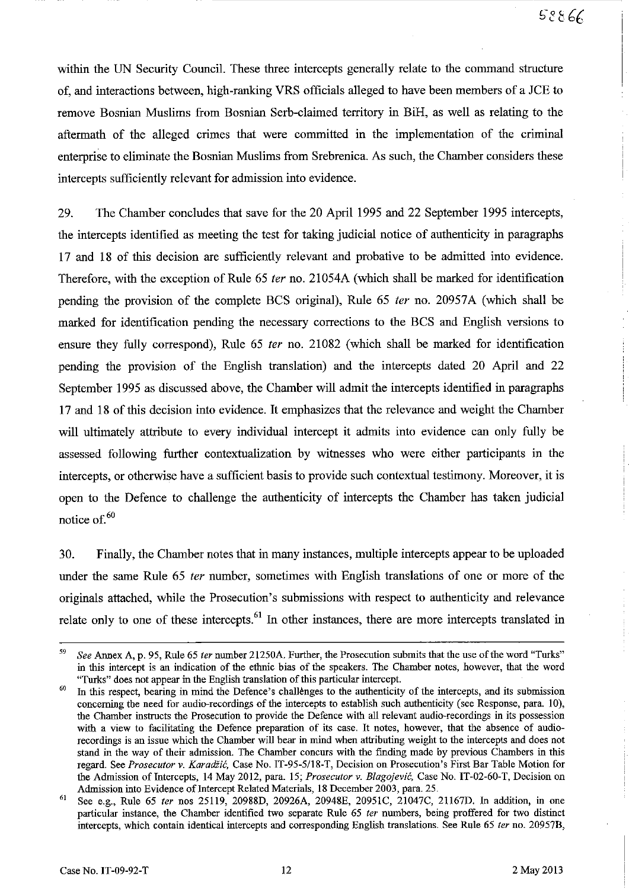within the UN Security Council. These three intercepts generally relate to the command structure of, and interactions between, high-ranking VRS officials alleged to have been members of a JCE to remove Bosnian Muslims from Bosnian Serb-claimed territory in BiH, as well as relating to the aftermath of the alleged crimes that were committed in the implementation of the criminal enterprise to eliminate the Bosnian Muslims from Srebrenica. As such, the Chamber considers these intercepts sufficiently relevant for admission into evidence.

29. The Chamber concludes that save for the 20 April 1995 and 22 September 1995 intercepts, the intercepts identified as meeting the test for taking judicial notice of authenticity in paragraphs 17 and 18 of this decision are sufficiently relevant and probative to be admitted into evidence. Therefore, with the exception of Rule 65 *ter* no. 21054A (which shall be marked for identification pending the provision of the complete BCS original), Rule 65 *ter* no. 20957A (which shall be marked for identification pending the necessary corrections to the BCS and English versions to ensure they fully correspond), Rule 65 *ter* no. 21082 (which shall be marked for identification pending the provision of the English translation) and the intercepts dated 20 April and 22 September 1995 as discussed above, the Chamber will admit the intercepts identified in paragraphs 17 and 18 of this decision into evidence. It emphasizes that the relevance and weight the Chamber will ultimately attribute to every individual intercept it admits into evidence can only fully be assessed following further contextualization by witnesses who were either participants in the intercepts, or otherwise have a sufficient basis to provide such contextual testimony. Moreover, it is open to the Defence to challenge the authenticity of intercepts the Chamber has taken judicial notice of.[60]

30. Finally, the Chamber notes that in many instances, multiple intercepts appear to be uploaded under the same Rule 65 *ter* number, sometimes with English translations of one or more of the originals attached, while the Prosecution's submissions with respect to authenticity and relevance relate only to one of these intercepts.[61] In other instances, there are more intercepts translated in

---

[59] *See* Annex A, p. 95, Rule 65 *ter* number 21250A. Further, the Prosecution submits that the use of the word "Turks" in this intercept is an indication of the ethnic bias of the speakers. The Chamber notes, however, that the word "Turks" does not appear in the English translation of this particular intercept.

[60] In this respect, bearing in mind the Defence's challenges to the authenticity of the intercepts, and its submission concerning the need for audio-recordings of the intercepts to establish such authenticity (see Response, para. 10), the Chamber instructs the Prosecution to provide the Defence with all relevant audio-recordings in its possession with a view to facilitating the Defence preparation of its case. It notes, however, that the absence of audio-recordings is an issue which the Chamber will bear in mind when attributing weight to the intercepts and does not stand in the way of their admission. The Chamber concurs with the finding made by previous Chambers in this regard. See *Prosecutor v. Karadžić*, Case No. IT-95-5/18-T, Decision on Prosecution's First Bar Table Motion for the Admission of Intercepts, 14 May 2012, para. 15; *Prosecutor v. Blagojević*, Case No. IT-02-60-T, Decision on Admission into Evidence of Intercept Related Materials, 18 December 2003, para. 25.

[61] See e.g., Rule 65 *ter* nos 25119, 20988D, 20926A, 20948E, 20951C, 21047C, 21167D. In addition, in one particular instance, the Chamber identified two separate Rule 65 *ter* numbers, being proffered for two distinct intercepts, which contain identical intercepts and corresponding English translations. See Rule 65 *ter* no. 20957B,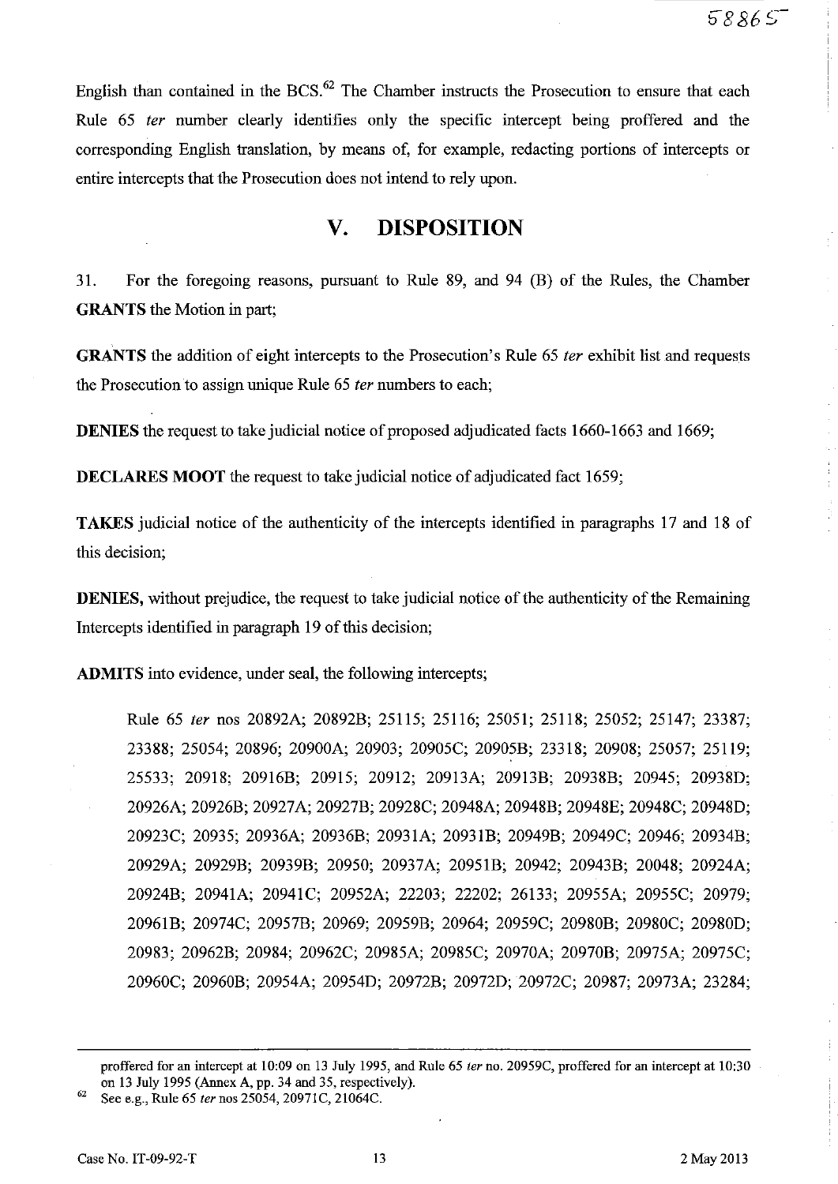English than contained in the BCS.[62] The Chamber instructs the Prosecution to ensure that each Rule 65 *ter* number clearly identifies only the specific intercept being proffered and the corresponding English translation, by means of, for example, redacting portions of intercepts or entire intercepts that the Prosecution does not intend to rely upon.

## V. DISPOSITION

31. For the foregoing reasons, pursuant to Rule 89, and 94 (B) of the Rules, the Chamber **GRANTS** the Motion in part;

**GRANTS** the addition of eight intercepts to the Prosecution's Rule 65 *ter* exhibit list and requests the Prosecution to assign unique Rule 65 *ter* numbers to each;

**DENIES** the request to take judicial notice of proposed adjudicated facts 1660-1663 and 1669;

**DECLARES MOOT** the request to take judicial notice of adjudicated fact 1659;

**TAKES** judicial notice of the authenticity of the intercepts identified in paragraphs 17 and 18 of this decision;

**DENIES,** without prejudice, the request to take judicial notice of the authenticity of the Remaining Intercepts identified in paragraph 19 of this decision;

**ADMITS** into evidence, under seal, the following intercepts;

> Rule 65 *ter* nos 20892A; 20892B; 25115; 25116; 25051; 25118; 25052; 25147; 23387; 23388; 25054; 20896; 20900A; 20903; 20905C; 20905B; 23318; 20908; 25057; 25119; 25533; 20918; 20916B; 20915; 20912; 20913A; 20913B; 20938B; 20945; 20938D; 20926A; 20926B; 20927A; 20927B; 20928C; 20948A; 20948B; 20948E; 20948C; 20948D; 20923C; 20935; 20936A; 20936B; 20931A; 20931B; 20949B; 20949C; 20946; 20934B; 20929A; 20929B; 20939B; 20950; 20937A; 20951B; 20942; 20943B; 20048; 20924A; 20924B; 20941A; 20941C; 20952A; 22203; 22202; 26133; 20955A; 20955C; 20979; 20961B; 20974C; 20957B; 20969; 20959B; 20964; 20959C; 20980B; 20980C; 20980D; 20983; 20962B; 20984; 20962C; 20985A; 20985C; 20970A; 20970B; 20975A; 20975C; 20960C; 20960B; 20954A; 20954D; 20972B; 20972D; 20972C; 20987; 20973A; 23284;

---

proffered for an intercept at 10:09 on 13 July 1995, and Rule 65 *ter* no. 20959C, proffered for an intercept at 10:30 on 13 July 1995 (Annex A, pp. 34 and 35, respectively).

[62] See e.g., Rule 65 *ter* nos 25054, 20971C, 21064C.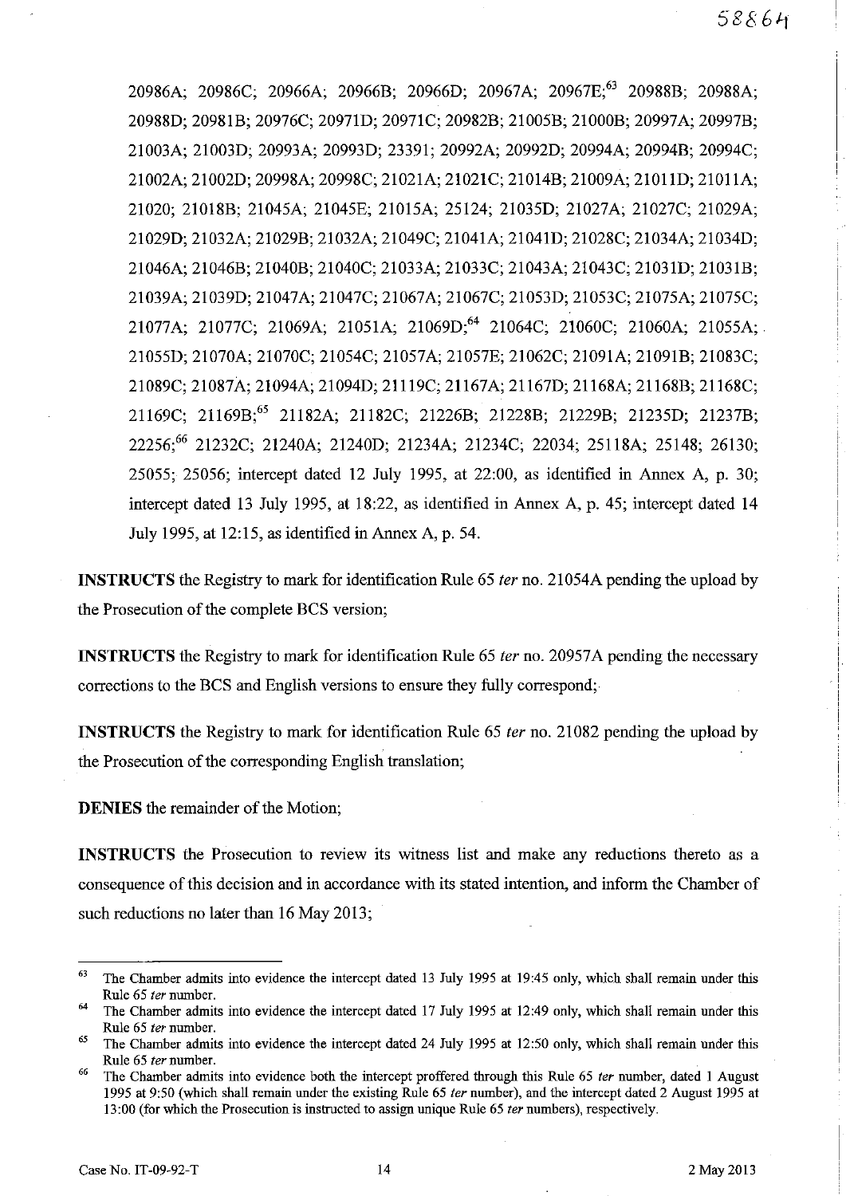20986A; 20986C; 20966A; 20966B; 20966D; 20967A; 20967E;[63] 20988B; 20988A; 20988D; 20981B; 20976C; 20971D; 20971C; 20982B; 21005B; 21000B; 20997A; 20997B; 21003A; 21003D; 20993A; 20993D; 23391; 20992A; 20992D; 20994A; 20994B; 20994C; 21002A; 21002D; 20998A; 20998C; 21021A; 21021C; 21014B; 21009A; 21011D; 21011A; 21020; 21018B; 21045A; 21045E; 21015A; 25124; 21035D; 21027A; 21027C; 21029A; 21029D; 21032A; 21029B; 21032A; 21049C; 21041A; 21041D; 21028C; 21034A; 21034D; 21046A; 21046B; 21040B; 21040C; 21033A; 21033C; 21043A; 21043C; 21031D; 21031B; 21039A; 21039D; 21047A; 21047C; 21067A; 21067C; 21053D; 21053C; 21075A; 21075C; 21077A; 21077C; 21069A; 21051A; 21069D;[64] 21064C; 21060C; 21060A; 21055A; 21055D; 21070A; 21070C; 21054C; 21057A; 21057E; 21062C; 21091A; 21091B; 21083C; 21089C; 21087A; 21094A; 21094D; 21119C; 21167A; 21167D; 21168A; 21168B; 21168C; 21169C; 21169B;[65] 21182A; 21182C; 21226B; 21228B; 21229B; 21235D; 21237B; 22256;[66] 21232C; 21240A; 21240D; 21234A; 21234C; 22034; 25118A; 25148; 26130; 25055; 25056; intercept dated 12 July 1995, at 22:00, as identified in Annex A, p. 30; intercept dated 13 July 1995, at 18:22, as identified in Annex A, p. 45; intercept dated 14 July 1995, at 12:15, as identified in Annex A, p. 54.

**INSTRUCTS** the Registry to mark for identification Rule 65 *ter* no. 21054A pending the upload by the Prosecution of the complete BCS version;

**INSTRUCTS** the Registry to mark for identification Rule 65 *ter* no. 20957A pending the necessary corrections to the BCS and English versions to ensure they fully correspond;

**INSTRUCTS** the Registry to mark for identification Rule 65 *ter* no. 21082 pending the upload by the Prosecution of the corresponding English translation;

**DENIES** the remainder of the Motion;

**INSTRUCTS** the Prosecution to review its witness list and make any reductions thereto as a consequence of this decision and in accordance with its stated intention, and inform the Chamber of such reductions no later than 16 May 2013;

---

[63] The Chamber admits into evidence the intercept dated 13 July 1995 at 19:45 only, which shall remain under this Rule 65 *ter* number.

[64] The Chamber admits into evidence the intercept dated 17 July 1995 at 12:49 only, which shall remain under this Rule 65 *ter* number.

[65] The Chamber admits into evidence the intercept dated 24 July 1995 at 12:50 only, which shall remain under this Rule 65 *ter* number.

[66] The Chamber admits into evidence both the intercept proffered through this Rule 65 *ter* number, dated 1 August 1995 at 9:50 (which shall remain under the existing Rule 65 *ter* number), and the intercept dated 2 August 1995 at 13:00 (for which the Prosecution is instructed to assign unique Rule 65 *ter* numbers), respectively.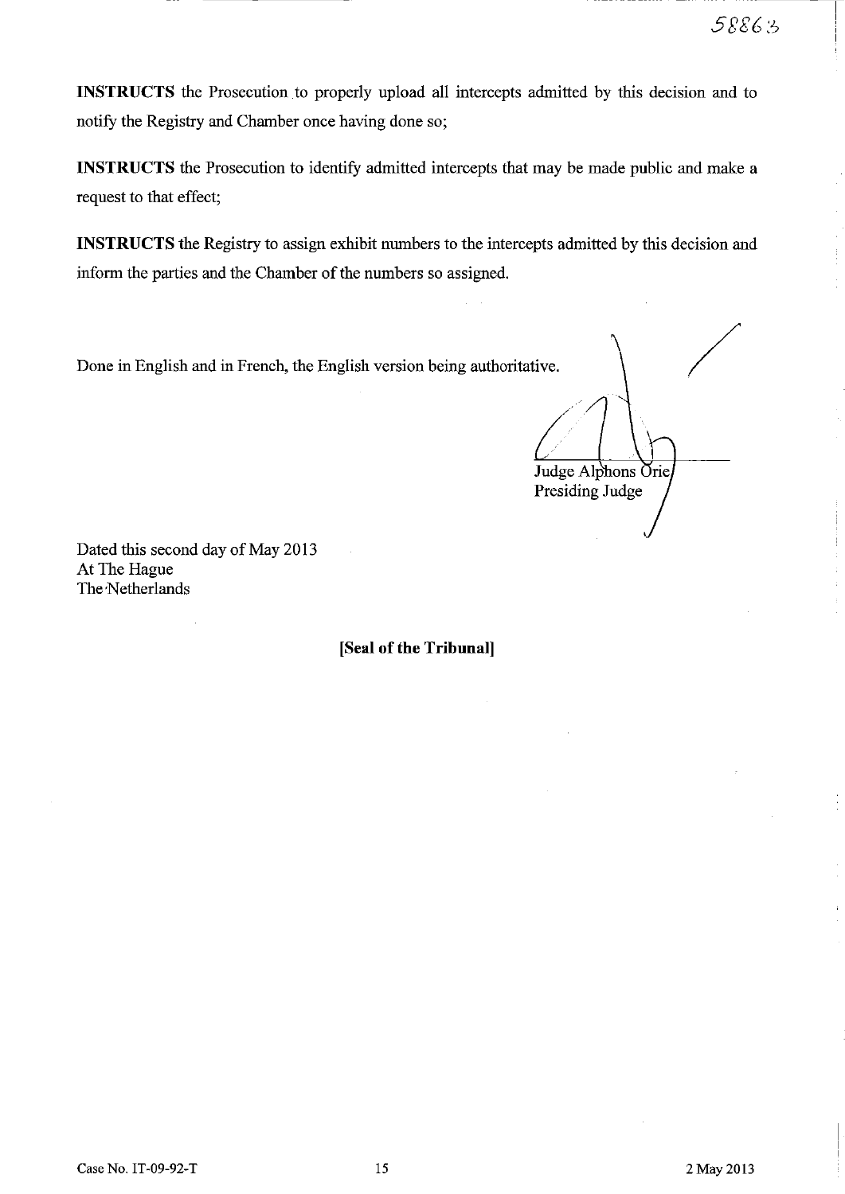**INSTRUCTS** the Prosecution to properly upload all intercepts admitted by this decision and to notify the Registry and Chamber once having done so;

**INSTRUCTS** the Prosecution to identify admitted intercepts that may be made public and make a request to that effect;

**INSTRUCTS** the Registry to assign exhibit numbers to the intercepts admitted by this decision and inform the parties and the Chamber of the numbers so assigned.

Done in English and in French, the English version being authoritative.

Judge Alphons Orie
Presiding Judge

Dated this second day of May 2013
At The Hague
The Netherlands

**[Seal of the Tribunal]**